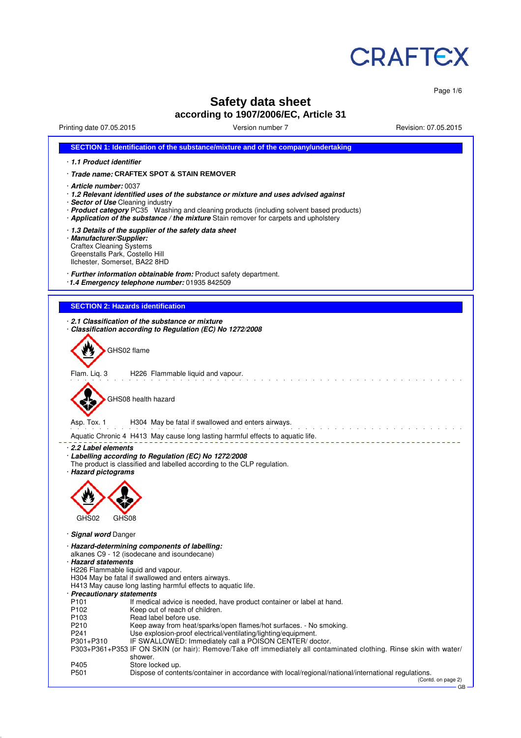CRAFTEX

# Safety data sheet

## according to 1907/2006/EC, Article 31

Printing date 07.05.2015 | Version number 7 | Revision: 07.05.2015

## SECTION 1: Identification of the substance/mixture and of the company/undertaking

· ***1.1 Product identifier***

· ***Trade name:*** **CRAFTEX SPOT & STAIN REMOVER**

· ***Article number:*** 0037
· ***1.2 Relevant identified uses of the substance or mixture and uses advised against***
· ***Sector of Use*** Cleaning industry
· ***Product category*** PC35 Washing and cleaning products (including solvent based products)
· ***Application of the substance / the mixture*** Stain remover for carpets and upholstery

· ***1.3 Details of the supplier of the safety data sheet***
· ***Manufacturer/Supplier:***
Craftex Cleaning Systems
Greenstalls Park, Costello Hill
Ilchester, Somerset, BA22 8HD

· ***Further information obtainable from:*** Product safety department.
· ***1.4 Emergency telephone number:*** 01935 842509

## SECTION 2: Hazards identification

· ***2.1 Classification of the substance or mixture***
· ***Classification according to Regulation (EC) No 1272/2008***

GHS02 flame

Flam. Liq. 3 H226 Flammable liquid and vapour.

GHS08 health hazard

Asp. Tox. 1 H304 May be fatal if swallowed and enters airways.

Aquatic Chronic 4 H413 May cause long lasting harmful effects to aquatic life.

· ***2.2 Label elements***
· ***Labelling according to Regulation (EC) No 1272/2008***
The product is classified and labelled according to the CLP regulation.
· ***Hazard pictograms***

GHS02 GHS08

· ***Signal word*** Danger

· ***Hazard-determining components of labelling:***
alkanes C9 - 12 (isodecane and isoundecane)
· ***Hazard statements***
H226 Flammable liquid and vapour.
H304 May be fatal if swallowed and enters airways.
H413 May cause long lasting harmful effects to aquatic life.
· ***Precautionary statements***

| | |
|---|---|
| P101 | If medical advice is needed, have product container or label at hand. |
| P102 | Keep out of reach of children. |
| P103 | Read label before use. |
| P210 | Keep away from heat/sparks/open flames/hot surfaces. - No smoking. |
| P241 | Use explosion-proof electrical/ventilating/lighting/equipment. |
| P301+P310 | IF SWALLOWED: Immediately call a POISON CENTER/ doctor. |
| P303+P361+P353 | IF ON SKIN (or hair): Remove/Take off immediately all contaminated clothing. Rinse skin with water/shower. |
| P405 | Store locked up. |
| P501 | Dispose of contents/container in accordance with local/regional/national/international regulations. |

(Contd. on page 2)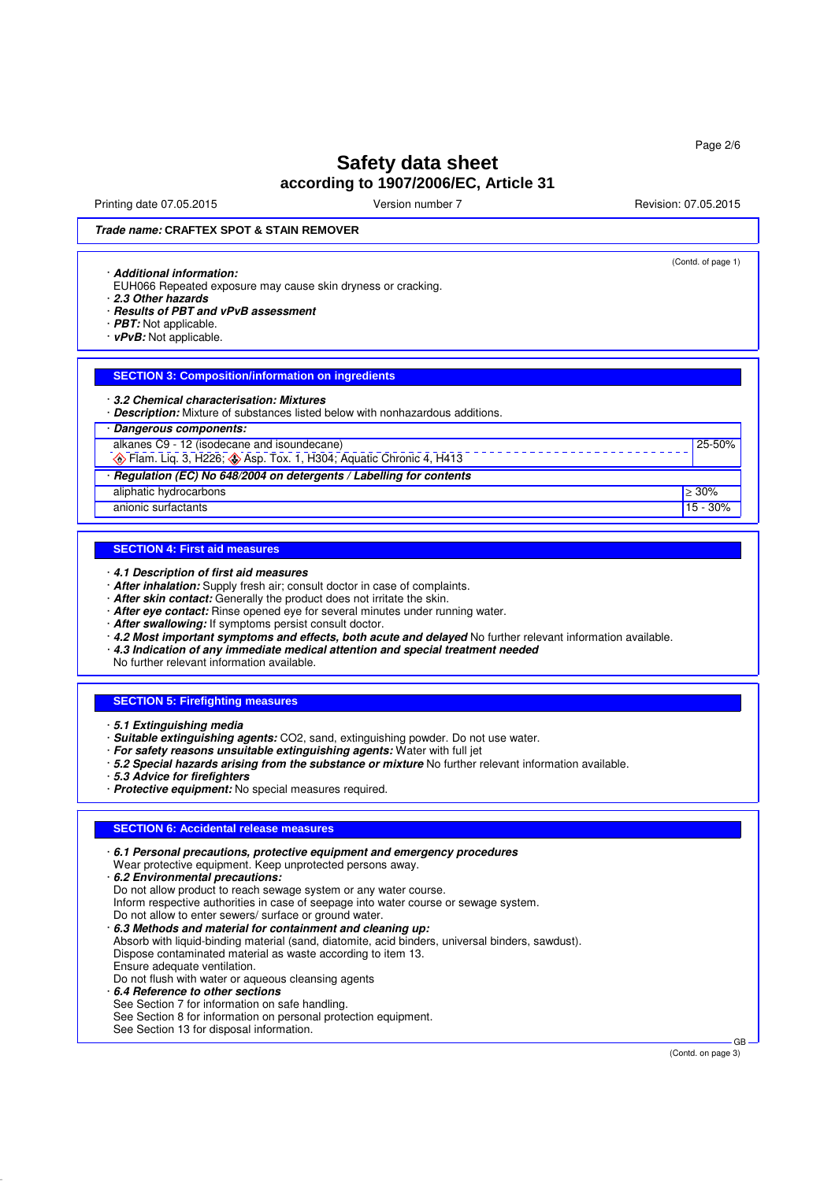# Safety data sheet
## according to 1907/2006/EC, Article 31

Printing date 07.05.2015 Version number 7 Revision: 07.05.2015

***Trade name:* CRAFTEX SPOT & STAIN REMOVER**

(Contd. of page 1)

· ***Additional information:***
EUH066 Repeated exposure may cause skin dryness or cracking.
· ***2.3 Other hazards***
· ***Results of PBT and vPvB assessment***
· ***PBT:*** Not applicable.
· ***vPvB:*** Not applicable.

## SECTION 3: Composition/information on ingredients

· ***3.2 Chemical characterisation: Mixtures***
· ***Description:*** Mixture of substances listed below with nonhazardous additions.

| · ***Dangerous components:*** | |
|---|---|
| alkanes C9 - 12 (isodecane and isoundecane)<br>Flam. Liq. 3, H226; Asp. Tox. 1, H304; Aquatic Chronic 4, H413 | 25-50% |
| · ***Regulation (EC) No 648/2004 on detergents / Labelling for contents*** | |
| aliphatic hydrocarbons | ≥ 30% |
| anionic surfactants | 15 - 30% |

## SECTION 4: First aid measures

· ***4.1 Description of first aid measures***
· ***After inhalation:*** Supply fresh air; consult doctor in case of complaints.
· ***After skin contact:*** Generally the product does not irritate the skin.
· ***After eye contact:*** Rinse opened eye for several minutes under running water.
· ***After swallowing:*** If symptoms persist consult doctor.
· ***4.2 Most important symptoms and effects, both acute and delayed*** No further relevant information available.
· ***4.3 Indication of any immediate medical attention and special treatment needed***
No further relevant information available.

## SECTION 5: Firefighting measures

· ***5.1 Extinguishing media***
· ***Suitable extinguishing agents:*** CO2, sand, extinguishing powder. Do not use water.
· ***For safety reasons unsuitable extinguishing agents:*** Water with full jet
· ***5.2 Special hazards arising from the substance or mixture*** No further relevant information available.
· ***5.3 Advice for firefighters***
· ***Protective equipment:*** No special measures required.

## SECTION 6: Accidental release measures

· ***6.1 Personal precautions, protective equipment and emergency procedures***
Wear protective equipment. Keep unprotected persons away.
· ***6.2 Environmental precautions:***
Do not allow product to reach sewage system or any water course.
Inform respective authorities in case of seepage into water course or sewage system.
Do not allow to enter sewers/ surface or ground water.
· ***6.3 Methods and material for containment and cleaning up:***
Absorb with liquid-binding material (sand, diatomite, acid binders, universal binders, sawdust).
Dispose contaminated material as waste according to item 13.
Ensure adequate ventilation.
Do not flush with water or aqueous cleansing agents
· ***6.4 Reference to other sections***
See Section 7 for information on safe handling.
See Section 8 for information on personal protection equipment.
See Section 13 for disposal information.

(Contd. on page 3)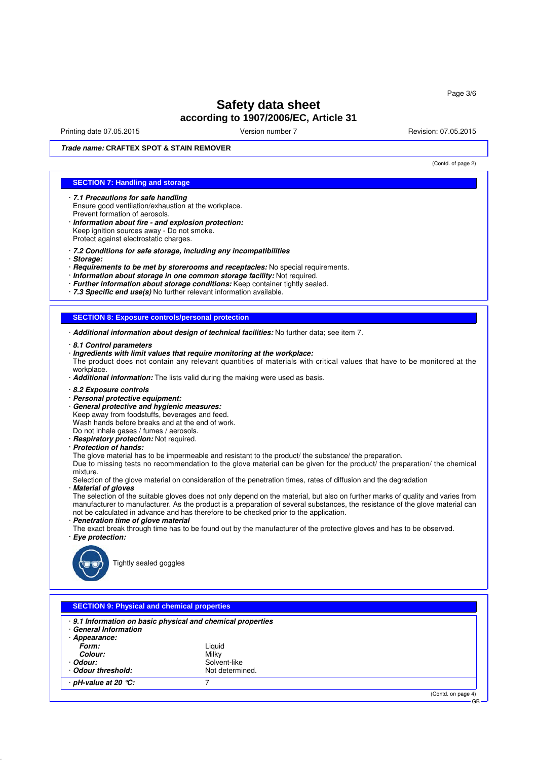# Safety data sheet
## according to 1907/2006/EC, Article 31

Printing date 07.05.2015 Version number 7 Revision: 07.05.2015

***Trade name:*** **CRAFTEX SPOT & STAIN REMOVER**

(Contd. of page 2)

## SECTION 7: Handling and storage

· ***7.1 Precautions for safe handling***
Ensure good ventilation/exhaustion at the workplace.
Prevent formation of aerosols.
· ***Information about fire - and explosion protection:***
Keep ignition sources away - Do not smoke.
Protect against electrostatic charges.

· ***7.2 Conditions for safe storage, including any incompatibilities***
· ***Storage:***
· ***Requirements to be met by storerooms and receptacles:*** No special requirements.
· ***Information about storage in one common storage facility:*** Not required.
· ***Further information about storage conditions:*** Keep container tightly sealed.
· ***7.3 Specific end use(s)*** No further relevant information available.

## SECTION 8: Exposure controls/personal protection

· ***Additional information about design of technical facilities:*** No further data; see item 7.

· ***8.1 Control parameters***
· ***Ingredients with limit values that require monitoring at the workplace:***
The product does not contain any relevant quantities of materials with critical values that have to be monitored at the workplace.
· ***Additional information:*** The lists valid during the making were used as basis.

· ***8.2 Exposure controls***
· ***Personal protective equipment:***
· ***General protective and hygienic measures:***
Keep away from foodstuffs, beverages and feed.
Wash hands before breaks and at the end of work.
Do not inhale gases / fumes / aerosols.
· ***Respiratory protection:*** Not required.
· ***Protection of hands:***
The glove material has to be impermeable and resistant to the product/ the substance/ the preparation.
Due to missing tests no recommendation to the glove material can be given for the product/ the preparation/ the chemical mixture.
Selection of the glove material on consideration of the penetration times, rates of diffusion and the degradation
· ***Material of gloves***
The selection of the suitable gloves does not only depend on the material, but also on further marks of quality and varies from manufacturer to manufacturer. As the product is a preparation of several substances, the resistance of the glove material can not be calculated in advance and has therefore to be checked prior to the application.
· ***Penetration time of glove material***
The exact break through time has to be found out by the manufacturer of the protective gloves and has to be observed.
· ***Eye protection:***

Tightly sealed goggles

## SECTION 9: Physical and chemical properties

· ***9.1 Information on basic physical and chemical properties***
· ***General Information***
· ***Appearance:***

| | |
|---|---|
| ***Form:*** | Liquid |
| ***Colour:*** | Milky |
| · ***Odour:*** | Solvent-like |
| · ***Odour threshold:*** | Not determined. |
| · ***pH-value at 20 °C:*** | 7 |

(Contd. on page 4)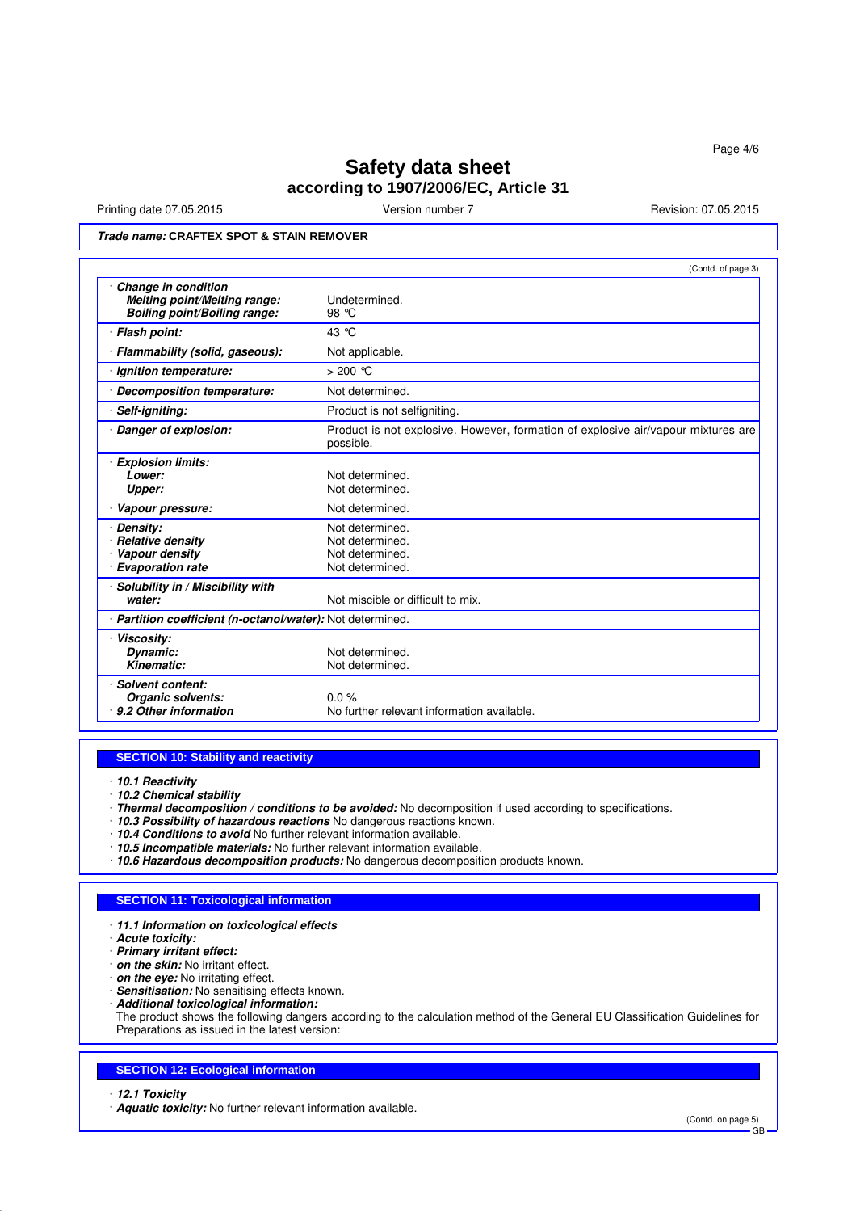# Safety data sheet
## according to 1907/2006/EC, Article 31

Printing date 07.05.2015 | Version number 7 | Revision: 07.05.2015

***Trade name:*** **CRAFTEX SPOT & STAIN REMOVER**

(Contd. of page 3)

| | |
|---|---|
| · ***Change in condition*** | |
| ***Melting point/Melting range:*** | Undetermined. |
| ***Boiling point/Boiling range:*** | 98 °C |
| · ***Flash point:*** | 43 °C |
| · ***Flammability (solid, gaseous):*** | Not applicable. |
| · ***Ignition temperature:*** | > 200 °C |
| · ***Decomposition temperature:*** | Not determined. |
| · ***Self-igniting:*** | Product is not selfigniting. |
| · ***Danger of explosion:*** | Product is not explosive. However, formation of explosive air/vapour mixtures are possible. |
| · ***Explosion limits:*** | |
| ***Lower:*** | Not determined. |
| ***Upper:*** | Not determined. |
| · ***Vapour pressure:*** | Not determined. |
| · ***Density:*** | Not determined. |
| · ***Relative density*** | Not determined. |
| · ***Vapour density*** | Not determined. |
| · ***Evaporation rate*** | Not determined. |
| · ***Solubility in / Miscibility with water:*** | Not miscible or difficult to mix. |
| · ***Partition coefficient (n-octanol/water):*** | Not determined. |
| · ***Viscosity:*** | |
| ***Dynamic:*** | Not determined. |
| ***Kinematic:*** | Not determined. |
| · ***Solvent content:*** | |
| ***Organic solvents:*** | 0.0 % |
| · ***9.2 Other information*** | No further relevant information available. |

## SECTION 10: Stability and reactivity

· ***10.1 Reactivity***
· ***10.2 Chemical stability***
· ***Thermal decomposition / conditions to be avoided:*** No decomposition if used according to specifications.
· ***10.3 Possibility of hazardous reactions*** No dangerous reactions known.
· ***10.4 Conditions to avoid*** No further relevant information available.
· ***10.5 Incompatible materials:*** No further relevant information available.
· ***10.6 Hazardous decomposition products:*** No dangerous decomposition products known.

## SECTION 11: Toxicological information

· ***11.1 Information on toxicological effects***
· ***Acute toxicity:***
· ***Primary irritant effect:***
· ***on the skin:*** No irritant effect.
· ***on the eye:*** No irritating effect.
· ***Sensitisation:*** No sensitising effects known.
· ***Additional toxicological information:***
The product shows the following dangers according to the calculation method of the General EU Classification Guidelines for Preparations as issued in the latest version:

## SECTION 12: Ecological information

· ***12.1 Toxicity***
· ***Aquatic toxicity:*** No further relevant information available.

(Contd. on page 5)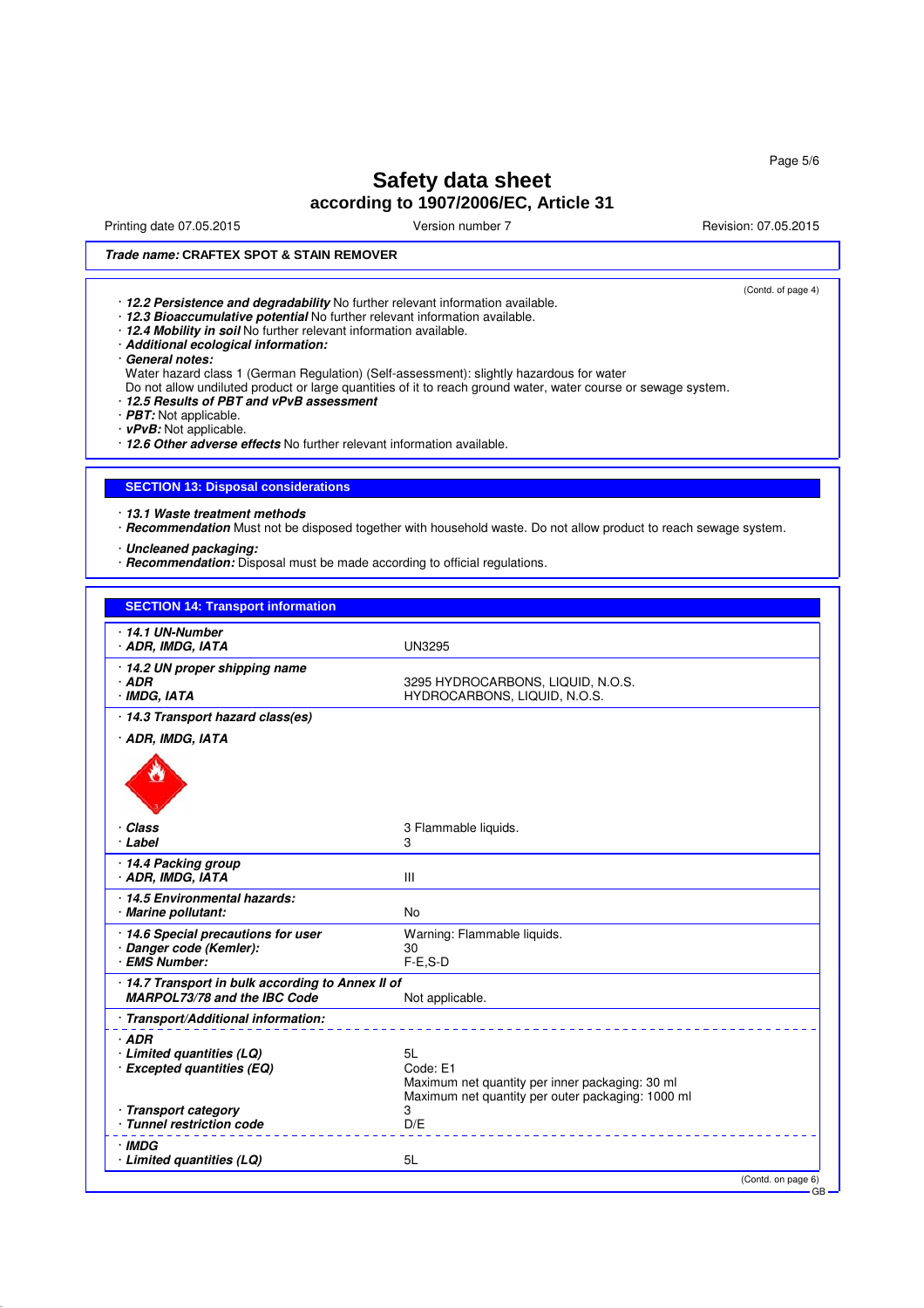# Safety data sheet

## according to 1907/2006/EC, Article 31

Printing date 07.05.2015 Version number 7 Revision: 07.05.2015

***Trade name:*** **CRAFTEX SPOT & STAIN REMOVER**

(Contd. of page 4)

· ***12.2 Persistence and degradability*** No further relevant information available.
· ***12.3 Bioaccumulative potential*** No further relevant information available.
· ***12.4 Mobility in soil*** No further relevant information available.
· ***Additional ecological information:***
· ***General notes:***
Water hazard class 1 (German Regulation) (Self-assessment): slightly hazardous for water
Do not allow undiluted product or large quantities of it to reach ground water, water course or sewage system.
· ***12.5 Results of PBT and vPvB assessment***
· ***PBT:*** Not applicable.
· ***vPvB:*** Not applicable.
· ***12.6 Other adverse effects*** No further relevant information available.

## SECTION 13: Disposal considerations

· ***13.1 Waste treatment methods***
· ***Recommendation*** Must not be disposed together with household waste. Do not allow product to reach sewage system.

· ***Uncleaned packaging:***
· ***Recommendation:*** Disposal must be made according to official regulations.

## SECTION 14: Transport information

| | |
|---|---|
| · ***14.1 UN-Number*** | |
| · ***ADR, IMDG, IATA*** | UN3295 |
| · ***14.2 UN proper shipping name*** | |
| · ***ADR*** | 3295 HYDROCARBONS, LIQUID, N.O.S. |
| · ***IMDG, IATA*** | HYDROCARBONS, LIQUID, N.O.S. |
| · ***14.3 Transport hazard class(es)*** | |
| · ***ADR, IMDG, IATA*** | |
| · ***Class*** | 3 Flammable liquids. |
| · ***Label*** | 3 |
| · ***14.4 Packing group*** | |
| · ***ADR, IMDG, IATA*** | III |
| · ***14.5 Environmental hazards:*** | |
| · ***Marine pollutant:*** | No |
| · ***14.6 Special precautions for user*** | Warning: Flammable liquids. |
| · ***Danger code (Kemler):*** | 30 |
| · ***EMS Number:*** | F-E,S-D |
| · ***14.7 Transport in bulk according to Annex II of MARPOL73/78 and the IBC Code*** | Not applicable. |
| · ***Transport/Additional information:*** | |
| · ***ADR*** | |
| · ***Limited quantities (LQ)*** | 5L |
| · ***Excepted quantities (EQ)*** | Code: E1<br>Maximum net quantity per inner packaging: 30 ml<br>Maximum net quantity per outer packaging: 1000 ml |
| · ***Transport category*** | 3 |
| · ***Tunnel restriction code*** | D/E |
| · ***IMDG*** | |
| · ***Limited quantities (LQ)*** | 5L |

(Contd. on page 6)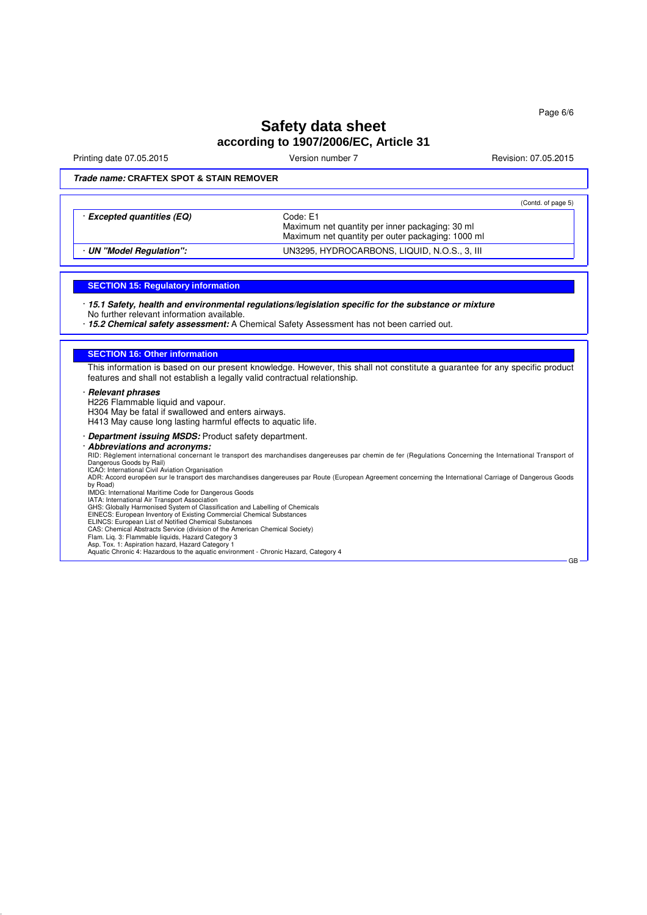**Trade name:** **CRAFTEX SPOT & STAIN REMOVER**

(Contd. of page 5)

| | |
|---|---|
| · ***Excepted quantities (EQ)*** | Code: E1<br>Maximum net quantity per inner packaging: 30 ml<br>Maximum net quantity per outer packaging: 1000 ml |
| · ***UN "Model Regulation":*** | UN3295, HYDROCARBONS, LIQUID, N.O.S., 3, III |

## SECTION 15: Regulatory information

· ***15.1 Safety, health and environmental regulations/legislation specific for the substance or mixture***
No further relevant information available.

· ***15.2 Chemical safety assessment:*** A Chemical Safety Assessment has not been carried out.

## SECTION 16: Other information

This information is based on our present knowledge. However, this shall not constitute a guarantee for any specific product features and shall not establish a legally valid contractual relationship.

· ***Relevant phrases***
H226 Flammable liquid and vapour.
H304 May be fatal if swallowed and enters airways.
H413 May cause long lasting harmful effects to aquatic life.

· ***Department issuing MSDS:*** Product safety department.

· ***Abbreviations and acronyms:***
RID: Règlement international concernant le transport des marchandises dangereuses par chemin de fer (Regulations Concerning the International Transport of Dangerous Goods by Rail)
ICAO: International Civil Aviation Organisation
ADR: Accord européen sur le transport des marchandises dangereuses par Route (European Agreement concerning the International Carriage of Dangerous Goods by Road)
IMDG: International Maritime Code for Dangerous Goods
IATA: International Air Transport Association
GHS: Globally Harmonised System of Classification and Labelling of Chemicals
EINECS: European Inventory of Existing Commercial Chemical Substances
ELINCS: European List of Notified Chemical Substances
CAS: Chemical Abstracts Service (division of the American Chemical Society)
Flam. Liq. 3: Flammable liquids, Hazard Category 3
Asp. Tox. 1: Aspiration hazard, Hazard Category 1
Aquatic Chronic 4: Hazardous to the aquatic environment - Chronic Hazard, Category 4